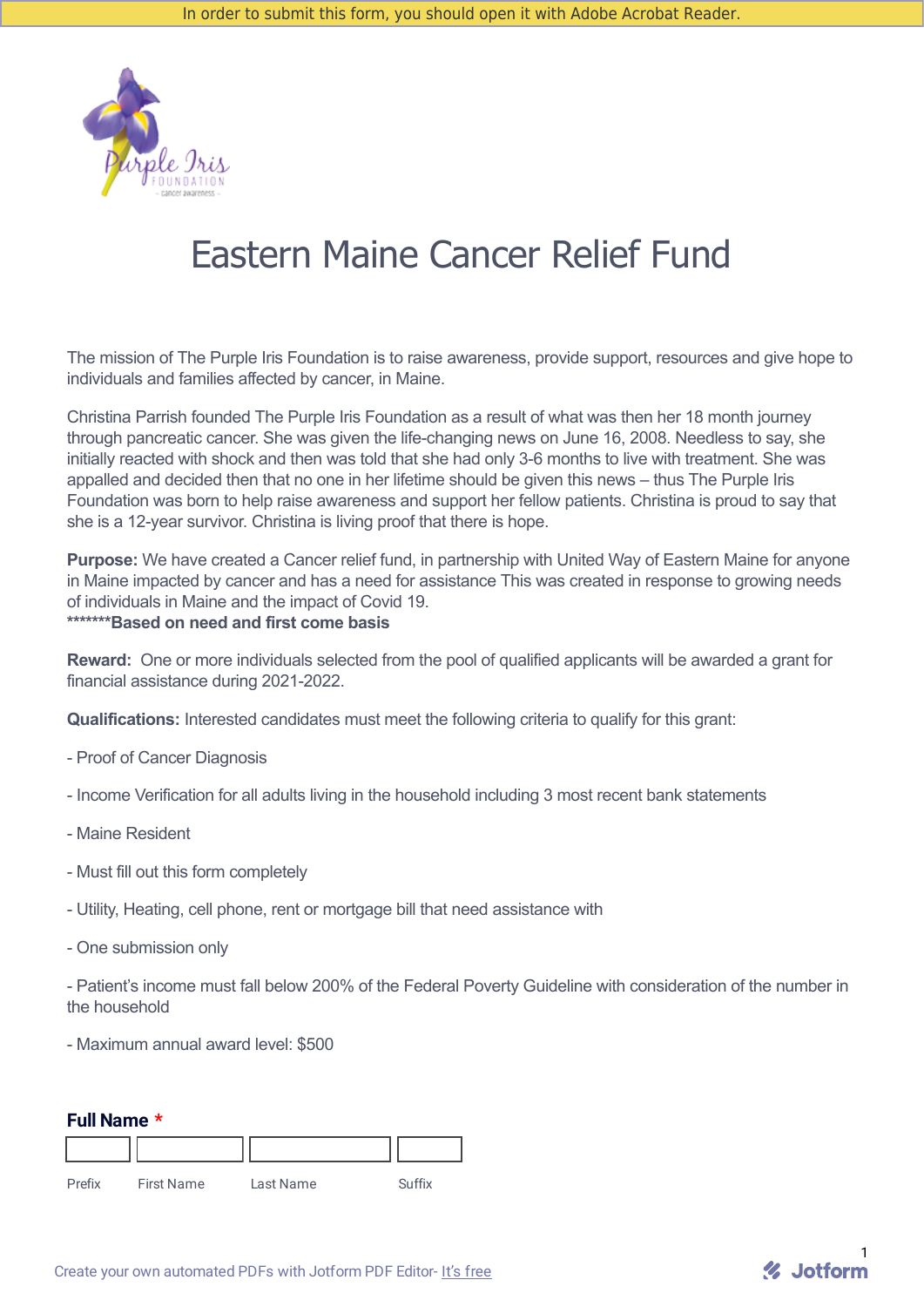In order to submit this form, you should open it with Adobe Acrobat Reader.

# Eastern Maine Cancer Relief Fund

The mission of The Purple Iris Foundation is to raise awareness, provide support, resources and give hope to individuals and families affected by cancer, in Maine.

Christina Parrish founded The Purple Iris Foundation as a result of what was then her 18 month journey through pancreatic cancer. She was given the life-changing news on June 16, 2008. Needless to say, she initially reacted with shock and then was told that she had only 3-6 months to live with treatment. She was appalled and decided then that no one in her lifetime should be given this news – thus The Purple Iris Foundation was born to help raise awareness and support her fellow patients. Christina is proud to say that she is a 12-year survivor. Christina is living proof that there is hope.

**Purpose:** We have created a Cancer relief fund, in partnership with United Way of Eastern Maine for anyone in Maine impacted by cancer and has a need for assistance This was created in response to growing needs of individuals in Maine and the impact of Covid 19.
*******Based on need and first come basis**

**Reward:** One or more individuals selected from the pool of qualified applicants will be awarded a grant for financial assistance during 2021-2022.

**Qualifications:** Interested candidates must meet the following criteria to qualify for this grant:

- Proof of Cancer Diagnosis
- Income Verification for all adults living in the household including 3 most recent bank statements
- Maine Resident
- Must fill out this form completely
- Utility, Heating, cell phone, rent or mortgage bill that need assistance with
- One submission only
- Patient's income must fall below 200% of the Federal Poverty Guideline with consideration of the number in the household
- Maximum annual award level: $500

**Full Name** *

| Prefix | First Name | Last Name | Suffix |
|---|---|---|---|
| | | | |

Create your own automated PDFs with Jotform PDF Editor- It's free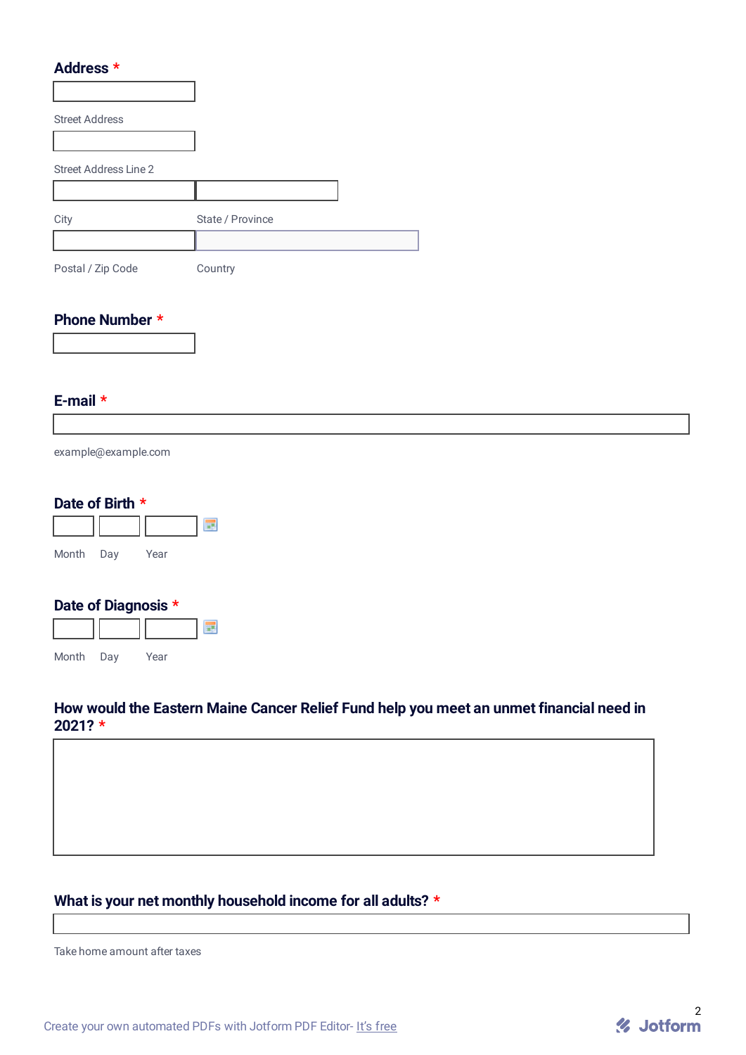**Address** *

Street Address

Street Address Line 2

City

State / Province

Postal / Zip Code

Country

**Phone Number** *

**E-mail** *

example@example.com

**Date of Birth** *

Month Day Year

**Date of Diagnosis** *

Month Day Year

**How would the Eastern Maine Cancer Relief Fund help you meet an unmet financial need in 2021?** *

**What is your net monthly household income for all adults?** *

Take home amount after taxes

Create your own automated PDFs with Jotform PDF Editor- It's free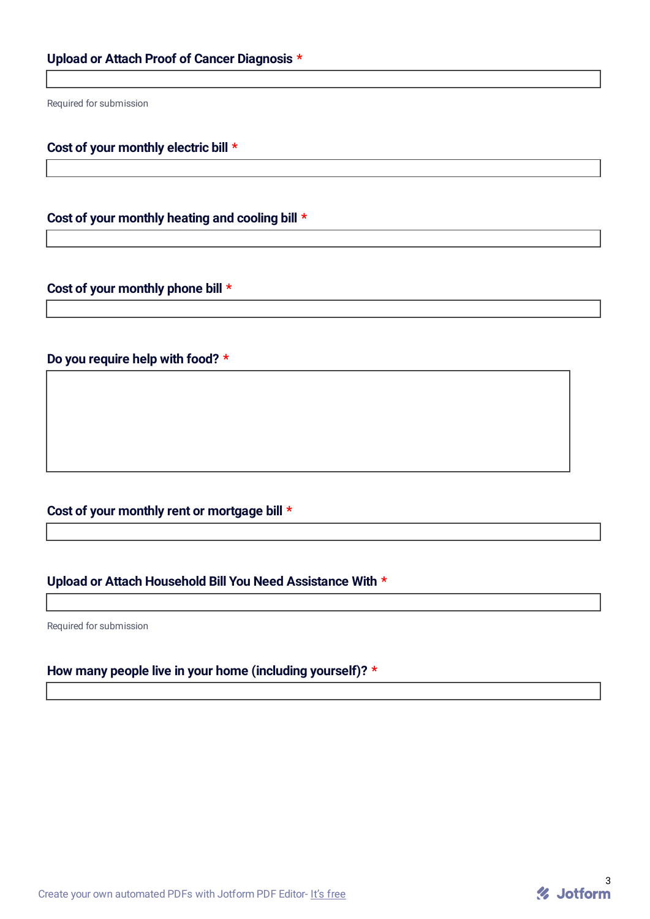**Upload or Attach Proof of Cancer Diagnosis** *

Required for submission

**Cost of your monthly electric bill** *

**Cost of your monthly heating and cooling bill** *

**Cost of your monthly phone bill** *

**Do you require help with food?** *

**Cost of your monthly rent or mortgage bill** *

**Upload or Attach Household Bill You Need Assistance With** *

Required for submission

**How many people live in your home (including yourself)?** *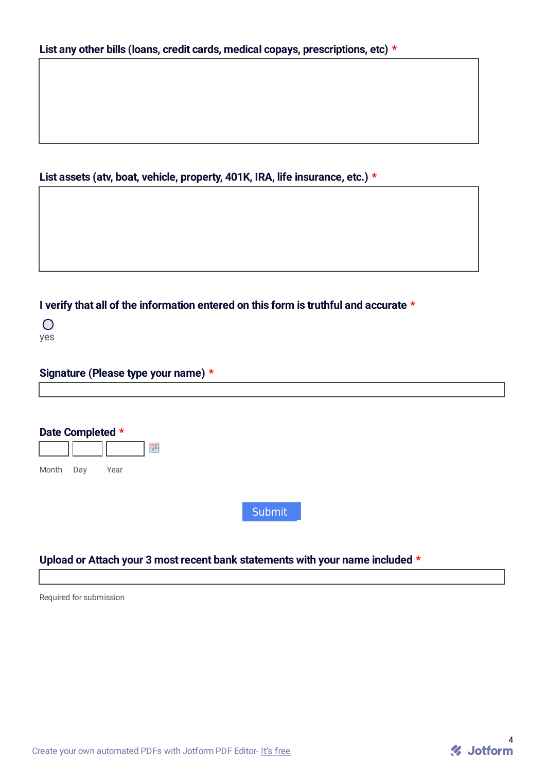**List any other bills (loans, credit cards, medical copays, prescriptions, etc) ***

**List assets (atv, boat, vehicle, property, 401K, IRA, life insurance, etc.) ***

**I verify that all of the information entered on this form is truthful and accurate ***

○ yes

**Signature (Please type your name) ***

**Date Completed ***

Month Day Year

Submit

**Upload or Attach your 3 most recent bank statements with your name included ***

Required for submission

Create your own automated PDFs with Jotform PDF Editor- It's free